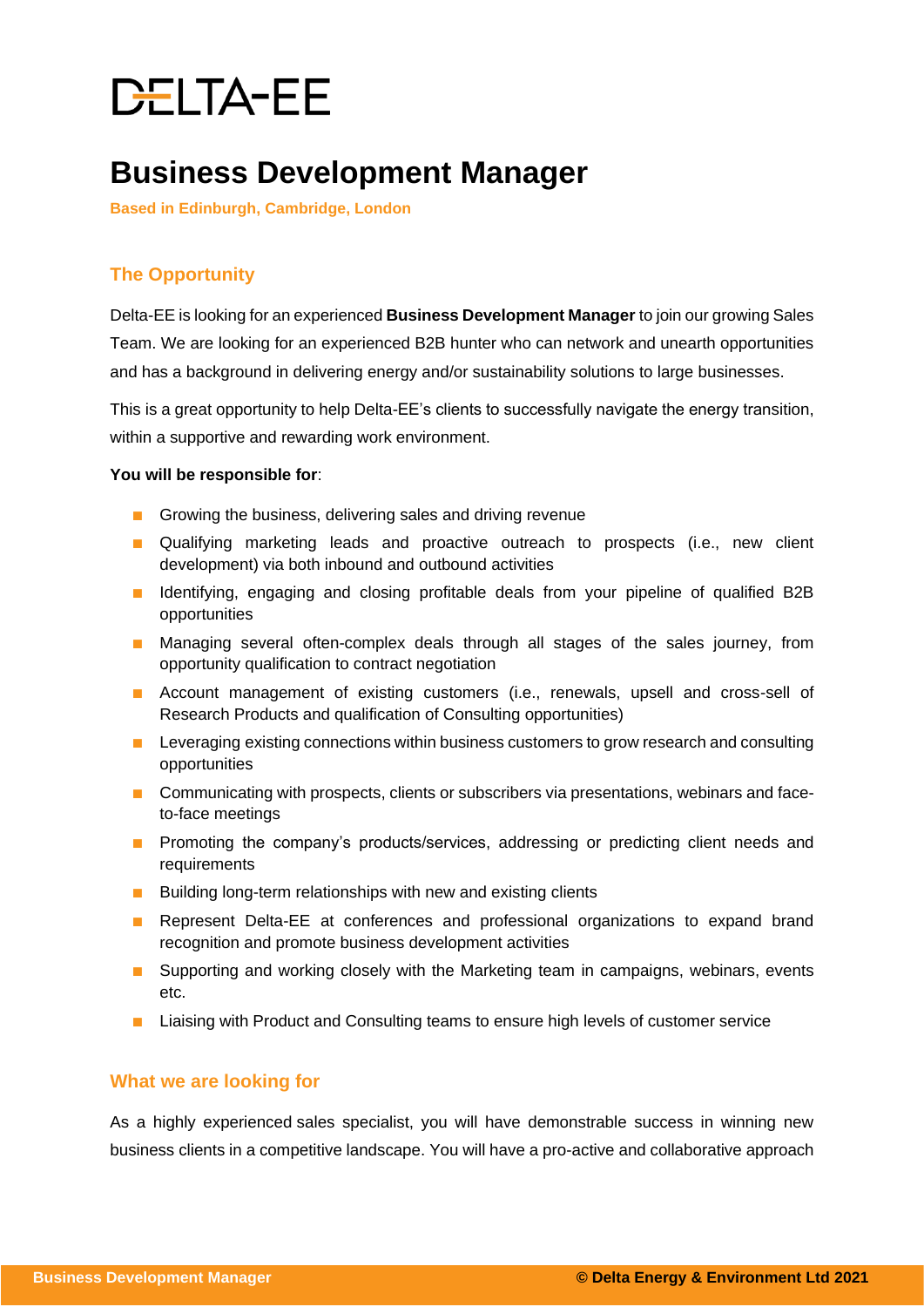# DELTA-EE

# Business Development Manager

**Based in Edinburgh, Cambridge, London**

## The Opportunity

Delta-EE is looking for an experienced **Business Development Manager** to join our growing Sales Team. We are looking for an experienced B2B hunter who can network and unearth opportunities and has a background in delivering energy and/or sustainability solutions to large businesses.

This is a great opportunity to help Delta-EE's clients to successfully navigate the energy transition, within a supportive and rewarding work environment.

**You will be responsible for**:

- Growing the business, delivering sales and driving revenue
- Qualifying marketing leads and proactive outreach to prospects (i.e., new client development) via both inbound and outbound activities
- Identifying, engaging and closing profitable deals from your pipeline of qualified B2B opportunities
- Managing several often-complex deals through all stages of the sales journey, from opportunity qualification to contract negotiation
- Account management of existing customers (i.e., renewals, upsell and cross-sell of Research Products and qualification of Consulting opportunities)
- Leveraging existing connections within business customers to grow research and consulting opportunities
- Communicating with prospects, clients or subscribers via presentations, webinars and face-to-face meetings
- Promoting the company's products/services, addressing or predicting client needs and requirements
- Building long-term relationships with new and existing clients
- Represent Delta-EE at conferences and professional organizations to expand brand recognition and promote business development activities
- Supporting and working closely with the Marketing team in campaigns, webinars, events etc.
- Liaising with Product and Consulting teams to ensure high levels of customer service

## What we are looking for

As a highly experienced sales specialist, you will have demonstrable success in winning new business clients in a competitive landscape. You will have a pro-active and collaborative approach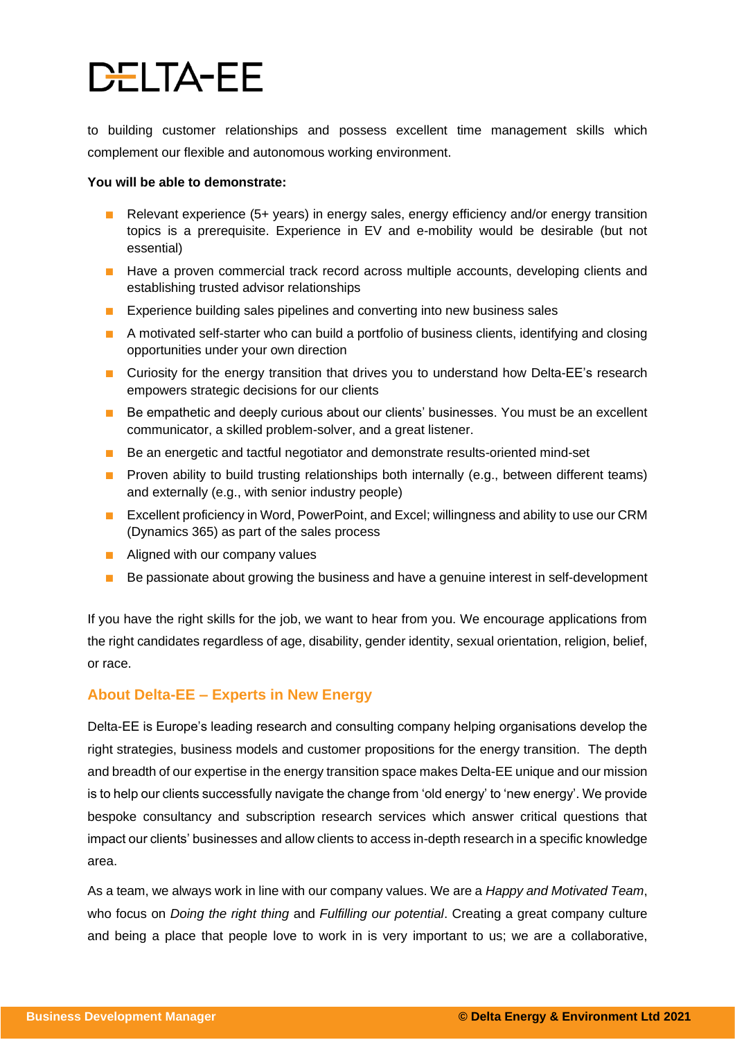to building customer relationships and possess excellent time management skills which complement our flexible and autonomous working environment.

**You will be able to demonstrate:**

- Relevant experience (5+ years) in energy sales, energy efficiency and/or energy transition topics is a prerequisite. Experience in EV and e-mobility would be desirable (but not essential)
- Have a proven commercial track record across multiple accounts, developing clients and establishing trusted advisor relationships
- Experience building sales pipelines and converting into new business sales
- A motivated self-starter who can build a portfolio of business clients, identifying and closing opportunities under your own direction
- Curiosity for the energy transition that drives you to understand how Delta-EE's research empowers strategic decisions for our clients
- Be empathetic and deeply curious about our clients' businesses. You must be an excellent communicator, a skilled problem-solver, and a great listener.
- Be an energetic and tactful negotiator and demonstrate results-oriented mind-set
- Proven ability to build trusting relationships both internally (e.g., between different teams) and externally (e.g., with senior industry people)
- Excellent proficiency in Word, PowerPoint, and Excel; willingness and ability to use our CRM (Dynamics 365) as part of the sales process
- Aligned with our company values
- Be passionate about growing the business and have a genuine interest in self-development

If you have the right skills for the job, we want to hear from you. We encourage applications from the right candidates regardless of age, disability, gender identity, sexual orientation, religion, belief, or race.

## About Delta-EE – Experts in New Energy

Delta-EE is Europe's leading research and consulting company helping organisations develop the right strategies, business models and customer propositions for the energy transition. The depth and breadth of our expertise in the energy transition space makes Delta-EE unique and our mission is to help our clients successfully navigate the change from 'old energy' to 'new energy'. We provide bespoke consultancy and subscription research services which answer critical questions that impact our clients' businesses and allow clients to access in-depth research in a specific knowledge area.

As a team, we always work in line with our company values. We are a *Happy and Motivated Team*, who focus on *Doing the right thing* and *Fulfilling our potential*. Creating a great company culture and being a place that people love to work in is very important to us; we are a collaborative,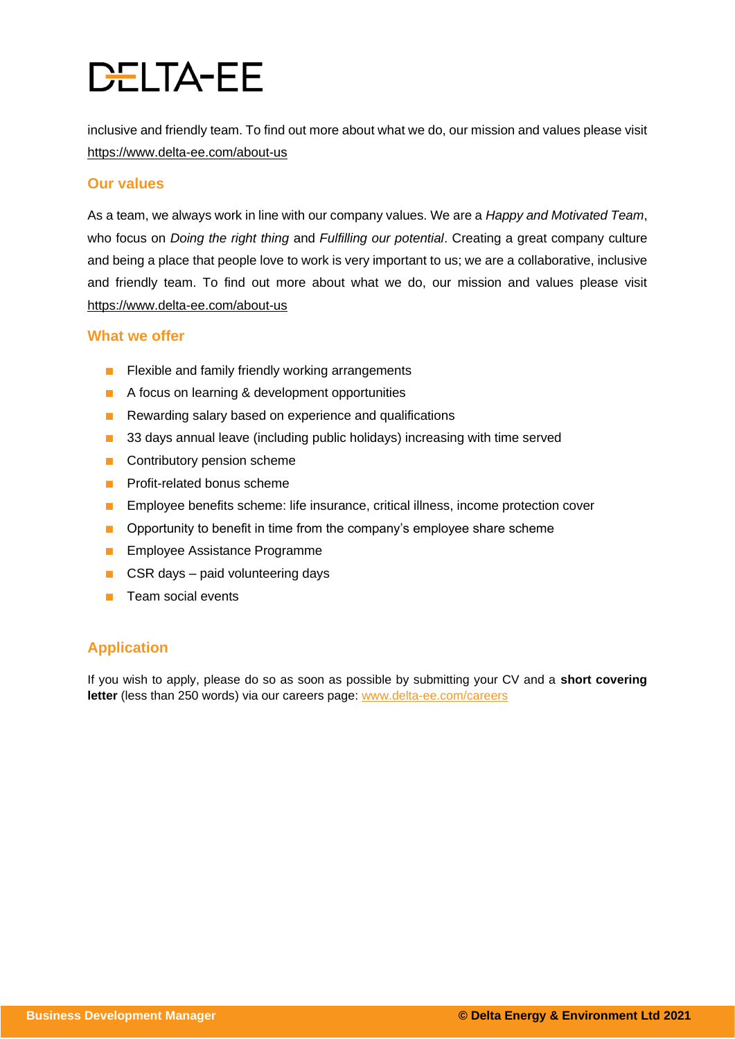inclusive and friendly team. To find out more about what we do, our mission and values please visit https://www.delta-ee.com/about-us

## Our values

As a team, we always work in line with our company values. We are a *Happy and Motivated Team*, who focus on *Doing the right thing* and *Fulfilling our potential*. Creating a great company culture and being a place that people love to work is very important to us; we are a collaborative, inclusive and friendly team. To find out more about what we do, our mission and values please visit https://www.delta-ee.com/about-us

## What we offer

- Flexible and family friendly working arrangements
- A focus on learning & development opportunities
- Rewarding salary based on experience and qualifications
- 33 days annual leave (including public holidays) increasing with time served
- Contributory pension scheme
- Profit-related bonus scheme
- Employee benefits scheme: life insurance, critical illness, income protection cover
- Opportunity to benefit in time from the company's employee share scheme
- Employee Assistance Programme
- CSR days – paid volunteering days
- Team social events

## Application

If you wish to apply, please do so as soon as possible by submitting your CV and a **short covering letter** (less than 250 words) via our careers page: www.delta-ee.com/careers